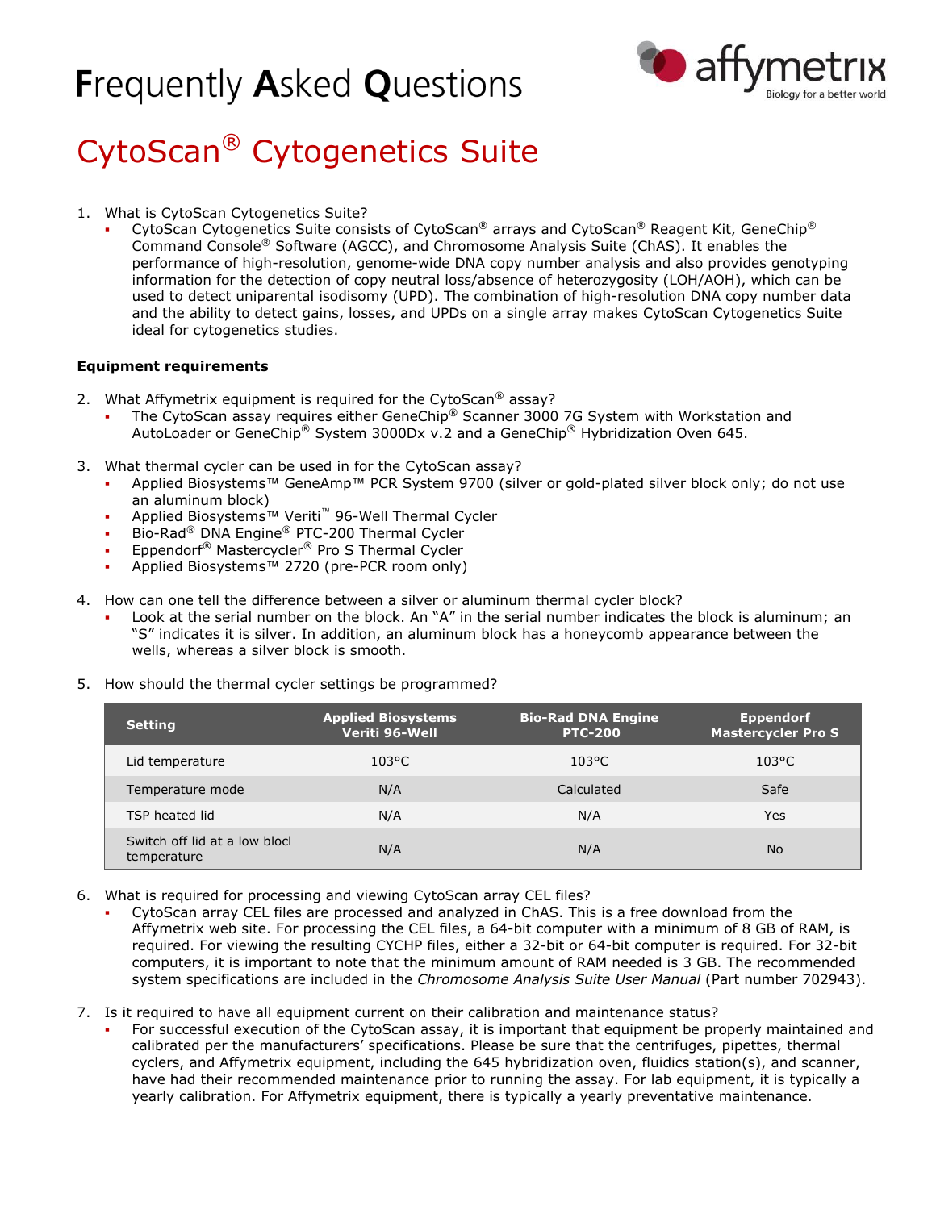# Frequently Asked Questions

# CytoScan® Cytogenetics Suite

1. What is CytoScan Cytogenetics Suite?
   - CytoScan Cytogenetics Suite consists of CytoScan® arrays and CytoScan® Reagent Kit, GeneChip® Command Console® Software (AGCC), and Chromosome Analysis Suite (ChAS). It enables the performance of high-resolution, genome-wide DNA copy number analysis and also provides genotyping information for the detection of copy neutral loss/absence of heterozygosity (LOH/AOH), which can be used to detect uniparental isodisomy (UPD). The combination of high-resolution DNA copy number data and the ability to detect gains, losses, and UPDs on a single array makes CytoScan Cytogenetics Suite ideal for cytogenetics studies.

**Equipment requirements**

2. What Affymetrix equipment is required for the CytoScan® assay?
   - The CytoScan assay requires either GeneChip® Scanner 3000 7G System with Workstation and AutoLoader or GeneChip® System 3000Dx v.2 and a GeneChip® Hybridization Oven 645.

3. What thermal cycler can be used in for the CytoScan assay?
   - Applied Biosystems™ GeneAmp™ PCR System 9700 (silver or gold-plated silver block only; do not use an aluminum block)
   - Applied Biosystems™ Veriti™ 96-Well Thermal Cycler
   - Bio-Rad® DNA Engine® PTC-200 Thermal Cycler
   - Eppendorf® Mastercycler® Pro S Thermal Cycler
   - Applied Biosystems™ 2720 (pre-PCR room only)

4. How can one tell the difference between a silver or aluminum thermal cycler block?
   - Look at the serial number on the block. An "A" in the serial number indicates the block is aluminum; an "S" indicates it is silver. In addition, an aluminum block has a honeycomb appearance between the wells, whereas a silver block is smooth.

5. How should the thermal cycler settings be programmed?

| Setting | Applied Biosystems Veriti 96-Well | Bio-Rad DNA Engine PTC-200 | Eppendorf Mastercycler Pro S |
|---|---|---|---|
| Lid temperature | 103°C | 103°C | 103°C |
| Temperature mode | N/A | Calculated | Safe |
| TSP heated lid | N/A | N/A | Yes |
| Switch off lid at a low blocl temperature | N/A | N/A | No |

6. What is required for processing and viewing CytoScan array CEL files?
   - CytoScan array CEL files are processed and analyzed in ChAS. This is a free download from the Affymetrix web site. For processing the CEL files, a 64-bit computer with a minimum of 8 GB of RAM, is required. For viewing the resulting CYCHP files, either a 32-bit or 64-bit computer is required. For 32-bit computers, it is important to note that the minimum amount of RAM needed is 3 GB. The recommended system specifications are included in the *Chromosome Analysis Suite User Manual* (Part number 702943).

7. Is it required to have all equipment current on their calibration and maintenance status?
   - For successful execution of the CytoScan assay, it is important that equipment be properly maintained and calibrated per the manufacturers' specifications. Please be sure that the centrifuges, pipettes, thermal cyclers, and Affymetrix equipment, including the 645 hybridization oven, fluidics station(s), and scanner, have had their recommended maintenance prior to running the assay. For lab equipment, it is typically a yearly calibration. For Affymetrix equipment, there is typically a yearly preventative maintenance.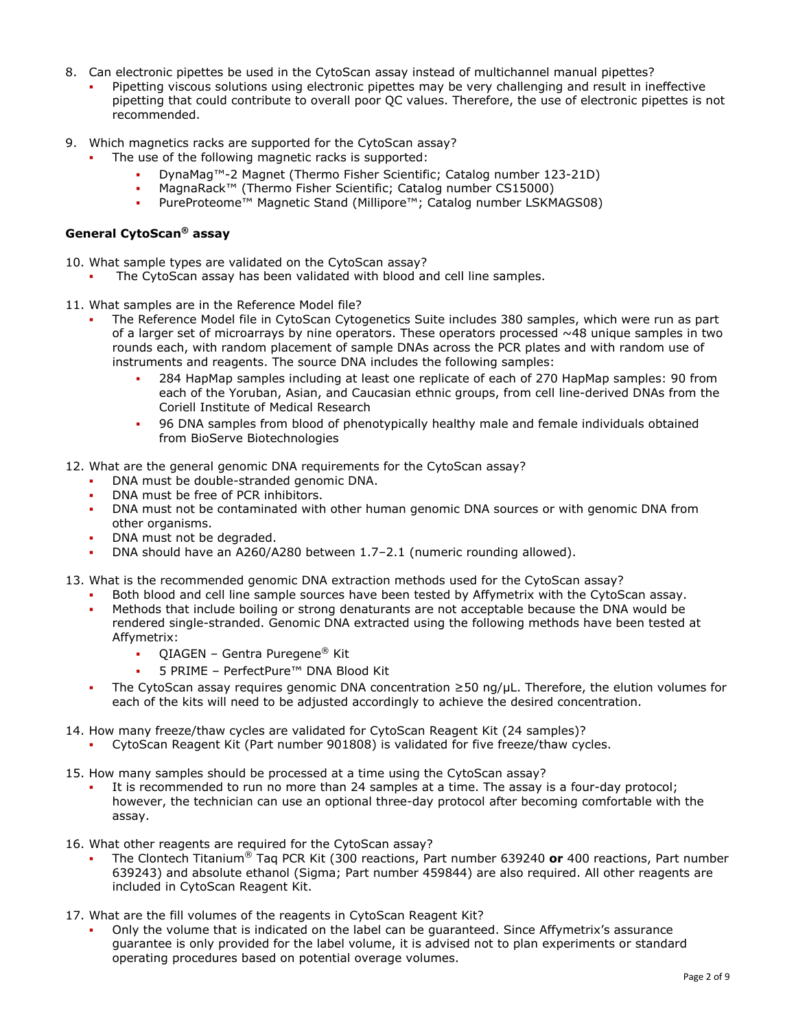8. Can electronic pipettes be used in the CytoScan assay instead of multichannel manual pipettes?
   - Pipetting viscous solutions using electronic pipettes may be very challenging and result in ineffective pipetting that could contribute to overall poor QC values. Therefore, the use of electronic pipettes is not recommended.

9. Which magnetics racks are supported for the CytoScan assay?
   - The use of the following magnetic racks is supported:
     - DynaMag™-2 Magnet (Thermo Fisher Scientific; Catalog number 123-21D)
     - MagnaRack™ (Thermo Fisher Scientific; Catalog number CS15000)
     - PureProteome™ Magnetic Stand (Millipore™; Catalog number LSKMAGS08)

**General CytoScan® assay**

10. What sample types are validated on the CytoScan assay?
    - The CytoScan assay has been validated with blood and cell line samples.

11. What samples are in the Reference Model file?
    - The Reference Model file in CytoScan Cytogenetics Suite includes 380 samples, which were run as part of a larger set of microarrays by nine operators. These operators processed ~48 unique samples in two rounds each, with random placement of sample DNAs across the PCR plates and with random use of instruments and reagents. The source DNA includes the following samples:
      - 284 HapMap samples including at least one replicate of each of 270 HapMap samples: 90 from each of the Yoruban, Asian, and Caucasian ethnic groups, from cell line-derived DNAs from the Coriell Institute of Medical Research
      - 96 DNA samples from blood of phenotypically healthy male and female individuals obtained from BioServe Biotechnologies

12. What are the general genomic DNA requirements for the CytoScan assay?
    - DNA must be double-stranded genomic DNA.
    - DNA must be free of PCR inhibitors.
    - DNA must not be contaminated with other human genomic DNA sources or with genomic DNA from other organisms.
    - DNA must not be degraded.
    - DNA should have an A260/A280 between 1.7–2.1 (numeric rounding allowed).

13. What is the recommended genomic DNA extraction methods used for the CytoScan assay?
    - Both blood and cell line sample sources have been tested by Affymetrix with the CytoScan assay.
    - Methods that include boiling or strong denaturants are not acceptable because the DNA would be rendered single-stranded. Genomic DNA extracted using the following methods have been tested at Affymetrix:
      - QIAGEN – Gentra Puregene® Kit
      - 5 PRIME – PerfectPure™ DNA Blood Kit
    - The CytoScan assay requires genomic DNA concentration ≥50 ng/µL. Therefore, the elution volumes for each of the kits will need to be adjusted accordingly to achieve the desired concentration.

14. How many freeze/thaw cycles are validated for CytoScan Reagent Kit (24 samples)?
    - CytoScan Reagent Kit (Part number 901808) is validated for five freeze/thaw cycles.

15. How many samples should be processed at a time using the CytoScan assay?
    - It is recommended to run no more than 24 samples at a time. The assay is a four-day protocol; however, the technician can use an optional three-day protocol after becoming comfortable with the assay.

16. What other reagents are required for the CytoScan assay?
    - The Clontech Titanium® Taq PCR Kit (300 reactions, Part number 639240 **or** 400 reactions, Part number 639243) and absolute ethanol (Sigma; Part number 459844) are also required. All other reagents are included in CytoScan Reagent Kit.

17. What are the fill volumes of the reagents in CytoScan Reagent Kit?
    - Only the volume that is indicated on the label can be guaranteed. Since Affymetrix's assurance guarantee is only provided for the label volume, it is advised not to plan experiments or standard operating procedures based on potential overage volumes.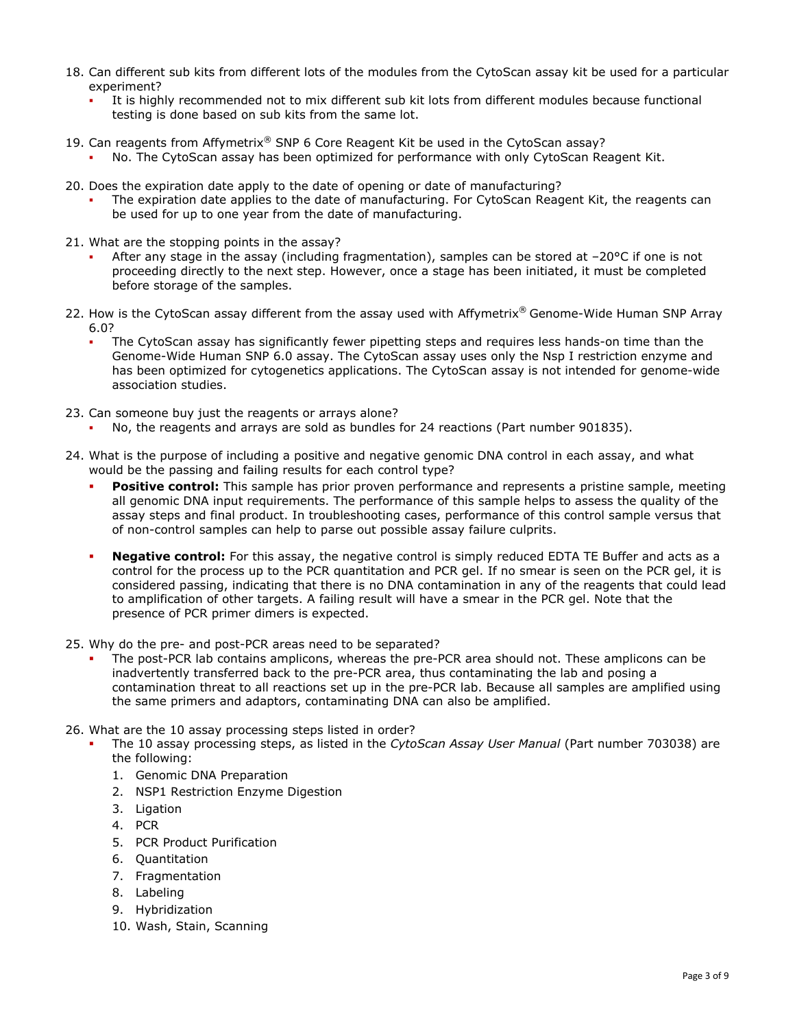18. Can different sub kits from different lots of the modules from the CytoScan assay kit be used for a particular experiment?
    - It is highly recommended not to mix different sub kit lots from different modules because functional testing is done based on sub kits from the same lot.

19. Can reagents from Affymetrix® SNP 6 Core Reagent Kit be used in the CytoScan assay?
    - No. The CytoScan assay has been optimized for performance with only CytoScan Reagent Kit.

20. Does the expiration date apply to the date of opening or date of manufacturing?
    - The expiration date applies to the date of manufacturing. For CytoScan Reagent Kit, the reagents can be used for up to one year from the date of manufacturing.

21. What are the stopping points in the assay?
    - After any stage in the assay (including fragmentation), samples can be stored at –20°C if one is not proceeding directly to the next step. However, once a stage has been initiated, it must be completed before storage of the samples.

22. How is the CytoScan assay different from the assay used with Affymetrix® Genome-Wide Human SNP Array 6.0?
    - The CytoScan assay has significantly fewer pipetting steps and requires less hands-on time than the Genome-Wide Human SNP 6.0 assay. The CytoScan assay uses only the Nsp I restriction enzyme and has been optimized for cytogenetics applications. The CytoScan assay is not intended for genome-wide association studies.

23. Can someone buy just the reagents or arrays alone?
    - No, the reagents and arrays are sold as bundles for 24 reactions (Part number 901835).

24. What is the purpose of including a positive and negative genomic DNA control in each assay, and what would be the passing and failing results for each control type?
    - **Positive control:** This sample has prior proven performance and represents a pristine sample, meeting all genomic DNA input requirements. The performance of this sample helps to assess the quality of the assay steps and final product. In troubleshooting cases, performance of this control sample versus that of non-control samples can help to parse out possible assay failure culprits.
    - **Negative control:** For this assay, the negative control is simply reduced EDTA TE Buffer and acts as a control for the process up to the PCR quantitation and PCR gel. If no smear is seen on the PCR gel, it is considered passing, indicating that there is no DNA contamination in any of the reagents that could lead to amplification of other targets. A failing result will have a smear in the PCR gel. Note that the presence of PCR primer dimers is expected.

25. Why do the pre- and post-PCR areas need to be separated?
    - The post-PCR lab contains amplicons, whereas the pre-PCR area should not. These amplicons can be inadvertently transferred back to the pre-PCR area, thus contaminating the lab and posing a contamination threat to all reactions set up in the pre-PCR lab. Because all samples are amplified using the same primers and adaptors, contaminating DNA can also be amplified.

26. What are the 10 assay processing steps listed in order?
    - The 10 assay processing steps, as listed in the *CytoScan Assay User Manual* (Part number 703038) are the following:
      1. Genomic DNA Preparation
      2. NSP1 Restriction Enzyme Digestion
      3. Ligation
      4. PCR
      5. PCR Product Purification
      6. Quantitation
      7. Fragmentation
      8. Labeling
      9. Hybridization
      10. Wash, Stain, Scanning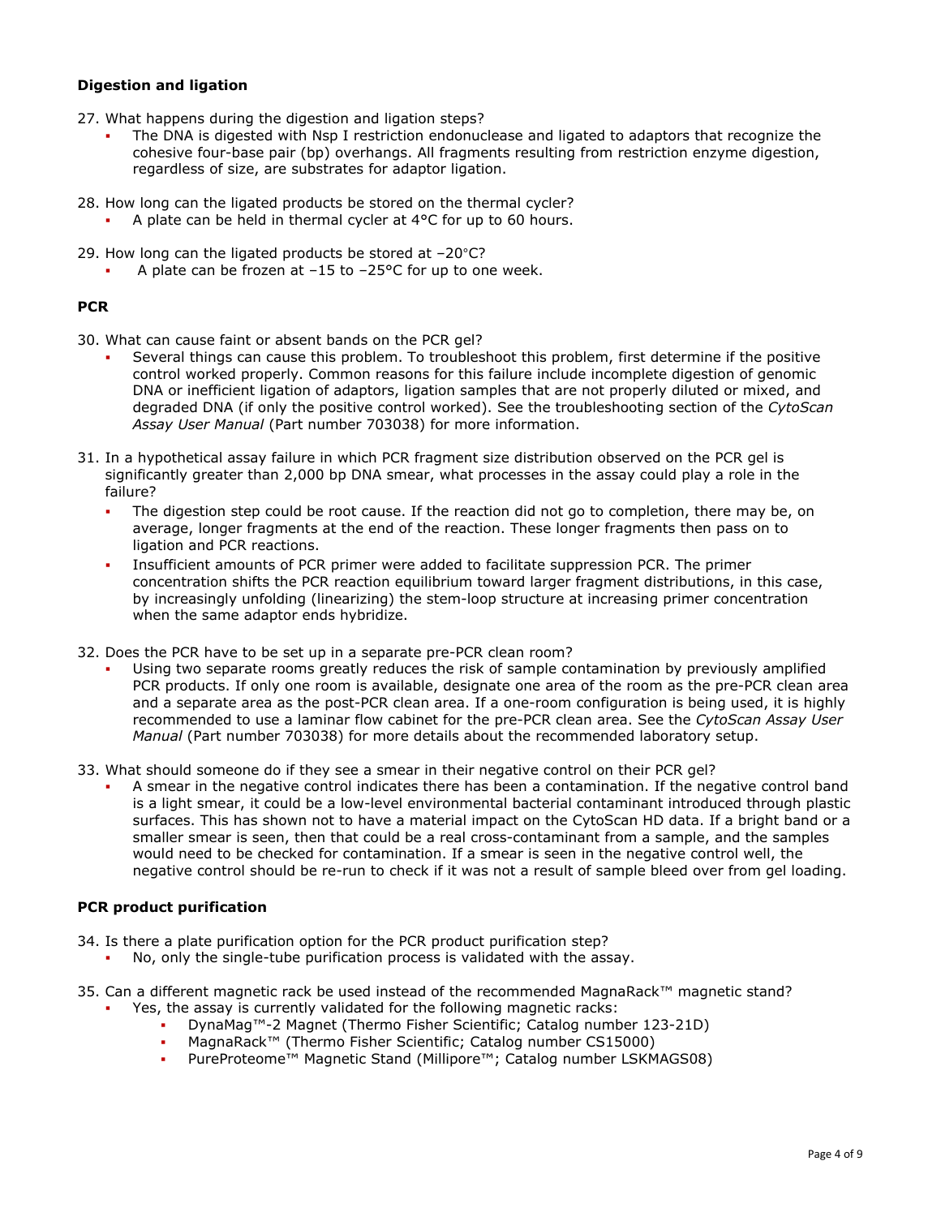**Digestion and ligation**

27. What happens during the digestion and ligation steps?
    - The DNA is digested with Nsp I restriction endonuclease and ligated to adaptors that recognize the cohesive four-base pair (bp) overhangs. All fragments resulting from restriction enzyme digestion, regardless of size, are substrates for adaptor ligation.

28. How long can the ligated products be stored on the thermal cycler?
    - A plate can be held in thermal cycler at 4°C for up to 60 hours.

29. How long can the ligated products be stored at –20°C?
    - A plate can be frozen at –15 to –25°C for up to one week.

**PCR**

30. What can cause faint or absent bands on the PCR gel?
    - Several things can cause this problem. To troubleshoot this problem, first determine if the positive control worked properly. Common reasons for this failure include incomplete digestion of genomic DNA or inefficient ligation of adaptors, ligation samples that are not properly diluted or mixed, and degraded DNA (if only the positive control worked). See the troubleshooting section of the *CytoScan Assay User Manual* (Part number 703038) for more information.

31. In a hypothetical assay failure in which PCR fragment size distribution observed on the PCR gel is significantly greater than 2,000 bp DNA smear, what processes in the assay could play a role in the failure?
    - The digestion step could be root cause. If the reaction did not go to completion, there may be, on average, longer fragments at the end of the reaction. These longer fragments then pass on to ligation and PCR reactions.
    - Insufficient amounts of PCR primer were added to facilitate suppression PCR. The primer concentration shifts the PCR reaction equilibrium toward larger fragment distributions, in this case, by increasingly unfolding (linearizing) the stem-loop structure at increasing primer concentration when the same adaptor ends hybridize.

32. Does the PCR have to be set up in a separate pre-PCR clean room?
    - Using two separate rooms greatly reduces the risk of sample contamination by previously amplified PCR products. If only one room is available, designate one area of the room as the pre-PCR clean area and a separate area as the post-PCR clean area. If a one-room configuration is being used, it is highly recommended to use a laminar flow cabinet for the pre-PCR clean area. See the *CytoScan Assay User Manual* (Part number 703038) for more details about the recommended laboratory setup.

33. What should someone do if they see a smear in their negative control on their PCR gel?
    - A smear in the negative control indicates there has been a contamination. If the negative control band is a light smear, it could be a low-level environmental bacterial contaminant introduced through plastic surfaces. This has shown not to have a material impact on the CytoScan HD data. If a bright band or a smaller smear is seen, then that could be a real cross-contaminant from a sample, and the samples would need to be checked for contamination. If a smear is seen in the negative control well, the negative control should be re-run to check if it was not a result of sample bleed over from gel loading.

**PCR product purification**

34. Is there a plate purification option for the PCR product purification step?
    - No, only the single-tube purification process is validated with the assay.

35. Can a different magnetic rack be used instead of the recommended MagnaRack™ magnetic stand?
    - Yes, the assay is currently validated for the following magnetic racks:
        - DynaMag™-2 Magnet (Thermo Fisher Scientific; Catalog number 123-21D)
        - MagnaRack™ (Thermo Fisher Scientific; Catalog number CS15000)
        - PureProteome™ Magnetic Stand (Millipore™; Catalog number LSKMAGS08)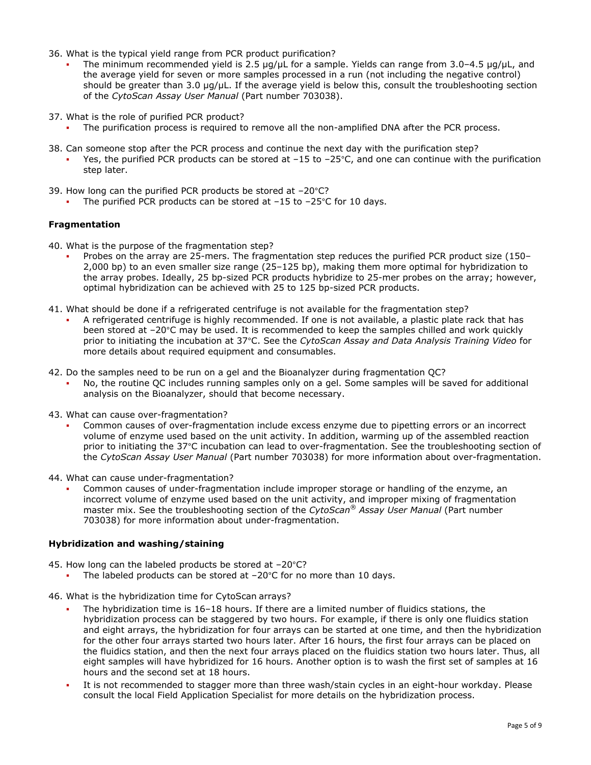36. What is the typical yield range from PCR product purification?
    - The minimum recommended yield is 2.5 µg/µL for a sample. Yields can range from 3.0–4.5 µg/µL, and the average yield for seven or more samples processed in a run (not including the negative control) should be greater than 3.0 µg/µL. If the average yield is below this, consult the troubleshooting section of the *CytoScan Assay User Manual* (Part number 703038).

37. What is the role of purified PCR product?
    - The purification process is required to remove all the non-amplified DNA after the PCR process.

38. Can someone stop after the PCR process and continue the next day with the purification step?
    - Yes, the purified PCR products can be stored at –15 to –25°C, and one can continue with the purification step later.

39. How long can the purified PCR products be stored at –20°C?
    - The purified PCR products can be stored at –15 to –25°C for 10 days.

**Fragmentation**

40. What is the purpose of the fragmentation step?
    - Probes on the array are 25-mers. The fragmentation step reduces the purified PCR product size (150–2,000 bp) to an even smaller size range (25–125 bp), making them more optimal for hybridization to the array probes. Ideally, 25 bp-sized PCR products hybridize to 25-mer probes on the array; however, optimal hybridization can be achieved with 25 to 125 bp-sized PCR products.

41. What should be done if a refrigerated centrifuge is not available for the fragmentation step?
    - A refrigerated centrifuge is highly recommended. If one is not available, a plastic plate rack that has been stored at –20°C may be used. It is recommended to keep the samples chilled and work quickly prior to initiating the incubation at 37°C. See the *CytoScan Assay and Data Analysis Training Video* for more details about required equipment and consumables.

42. Do the samples need to be run on a gel and the Bioanalyzer during fragmentation QC?
    - No, the routine QC includes running samples only on a gel. Some samples will be saved for additional analysis on the Bioanalyzer, should that become necessary.

43. What can cause over-fragmentation?
    - Common causes of over-fragmentation include excess enzyme due to pipetting errors or an incorrect volume of enzyme used based on the unit activity. In addition, warming up of the assembled reaction prior to initiating the 37°C incubation can lead to over-fragmentation. See the troubleshooting section of the *CytoScan Assay User Manual* (Part number 703038) for more information about over-fragmentation.

44. What can cause under-fragmentation?
    - Common causes of under-fragmentation include improper storage or handling of the enzyme, an incorrect volume of enzyme used based on the unit activity, and improper mixing of fragmentation master mix. See the troubleshooting section of the *CytoScan® Assay User Manual* (Part number 703038) for more information about under-fragmentation.

**Hybridization and washing/staining**

45. How long can the labeled products be stored at –20°C?
    - The labeled products can be stored at –20°C for no more than 10 days.

46. What is the hybridization time for CytoScan arrays?
    - The hybridization time is 16–18 hours. If there are a limited number of fluidics stations, the hybridization process can be staggered by two hours. For example, if there is only one fluidics station and eight arrays, the hybridization for four arrays can be started at one time, and then the hybridization for the other four arrays started two hours later. After 16 hours, the first four arrays can be placed on the fluidics station, and then the next four arrays placed on the fluidics station two hours later. Thus, all eight samples will have hybridized for 16 hours. Another option is to wash the first set of samples at 16 hours and the second set at 18 hours.
    - It is not recommended to stagger more than three wash/stain cycles in an eight-hour workday. Please consult the local Field Application Specialist for more details on the hybridization process.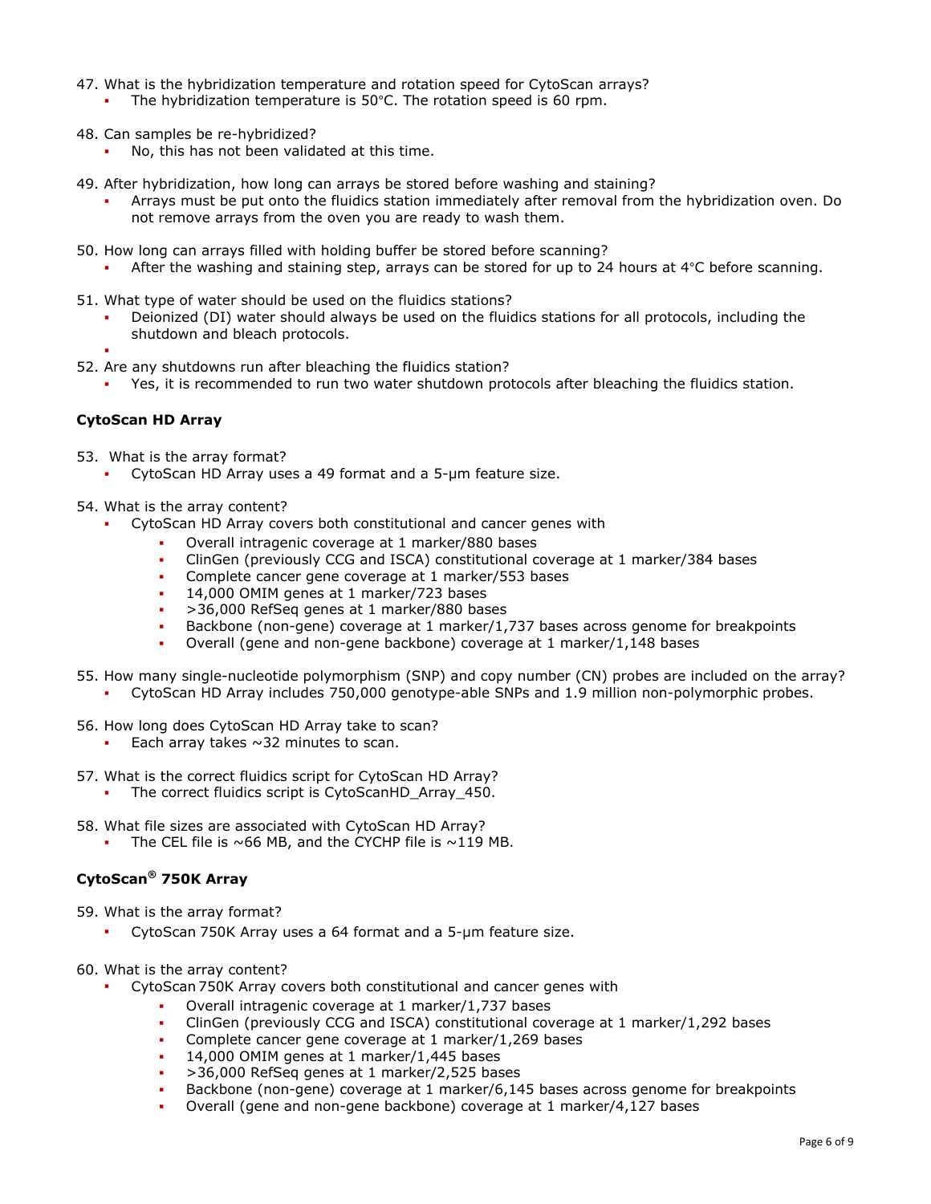47. What is the hybridization temperature and rotation speed for CytoScan arrays?
    - The hybridization temperature is 50°C. The rotation speed is 60 rpm.

48. Can samples be re-hybridized?
    - No, this has not been validated at this time.

49. After hybridization, how long can arrays be stored before washing and staining?
    - Arrays must be put onto the fluidics station immediately after removal from the hybridization oven. Do not remove arrays from the oven you are ready to wash them.

50. How long can arrays filled with holding buffer be stored before scanning?
    - After the washing and staining step, arrays can be stored for up to 24 hours at 4°C before scanning.

51. What type of water should be used on the fluidics stations?
    - Deionized (DI) water should always be used on the fluidics stations for all protocols, including the shutdown and bleach protocols.

52. Are any shutdowns run after bleaching the fluidics station?
    - Yes, it is recommended to run two water shutdown protocols after bleaching the fluidics station.

**CytoScan HD Array**

53. What is the array format?
    - CytoScan HD Array uses a 49 format and a 5-µm feature size.

54. What is the array content?
    - CytoScan HD Array covers both constitutional and cancer genes with
        - Overall intragenic coverage at 1 marker/880 bases
        - ClinGen (previously CCG and ISCA) constitutional coverage at 1 marker/384 bases
        - Complete cancer gene coverage at 1 marker/553 bases
        - 14,000 OMIM genes at 1 marker/723 bases
        - >36,000 RefSeq genes at 1 marker/880 bases
        - Backbone (non-gene) coverage at 1 marker/1,737 bases across genome for breakpoints
        - Overall (gene and non-gene backbone) coverage at 1 marker/1,148 bases

55. How many single-nucleotide polymorphism (SNP) and copy number (CN) probes are included on the array?
    - CytoScan HD Array includes 750,000 genotype-able SNPs and 1.9 million non-polymorphic probes.

56. How long does CytoScan HD Array take to scan?
    - Each array takes ~32 minutes to scan.

57. What is the correct fluidics script for CytoScan HD Array?
    - The correct fluidics script is CytoScanHD_Array_450.

58. What file sizes are associated with CytoScan HD Array?
    - The CEL file is ~66 MB, and the CYCHP file is ~119 MB.

**CytoScan® 750K Array**

59. What is the array format?
    - CytoScan 750K Array uses a 64 format and a 5-µm feature size.

60. What is the array content?
    - CytoScan 750K Array covers both constitutional and cancer genes with
        - Overall intragenic coverage at 1 marker/1,737 bases
        - ClinGen (previously CCG and ISCA) constitutional coverage at 1 marker/1,292 bases
        - Complete cancer gene coverage at 1 marker/1,269 bases
        - 14,000 OMIM genes at 1 marker/1,445 bases
        - >36,000 RefSeq genes at 1 marker/2,525 bases
        - Backbone (non-gene) coverage at 1 marker/6,145 bases across genome for breakpoints
        - Overall (gene and non-gene backbone) coverage at 1 marker/4,127 bases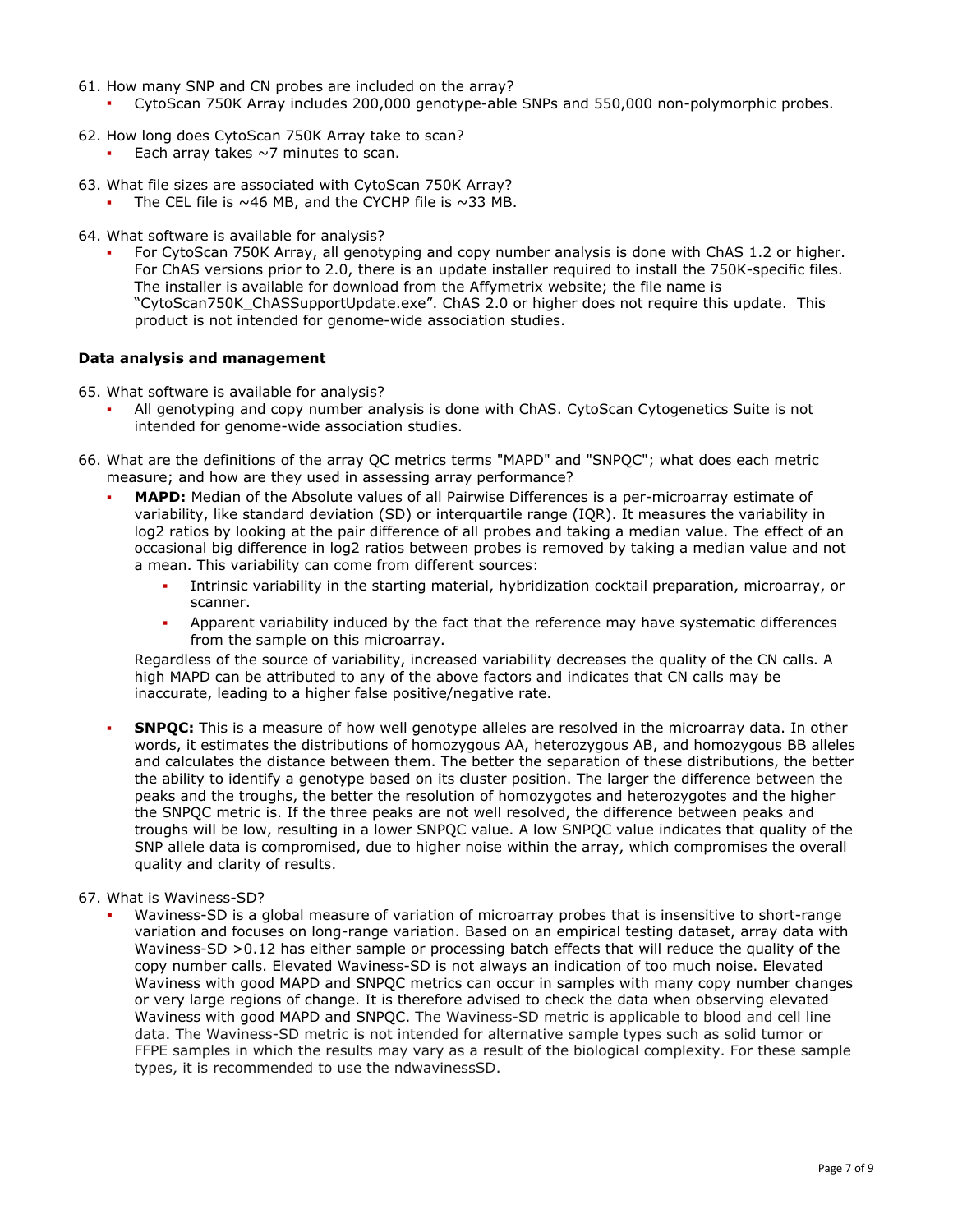61. How many SNP and CN probes are included on the array?
    - CytoScan 750K Array includes 200,000 genotype-able SNPs and 550,000 non-polymorphic probes.

62. How long does CytoScan 750K Array take to scan?
    - Each array takes ~7 minutes to scan.

63. What file sizes are associated with CytoScan 750K Array?
    - The CEL file is ~46 MB, and the CYCHP file is ~33 MB.

64. What software is available for analysis?
    - For CytoScan 750K Array, all genotyping and copy number analysis is done with ChAS 1.2 or higher. For ChAS versions prior to 2.0, there is an update installer required to install the 750K-specific files. The installer is available for download from the Affymetrix website; the file name is "CytoScan750K_ChASSupportUpdate.exe". ChAS 2.0 or higher does not require this update. This product is not intended for genome-wide association studies.

**Data analysis and management**

65. What software is available for analysis?
    - All genotyping and copy number analysis is done with ChAS. CytoScan Cytogenetics Suite is not intended for genome-wide association studies.

66. What are the definitions of the array QC metrics terms "MAPD" and "SNPQC"; what does each metric measure; and how are they used in assessing array performance?
    - **MAPD:** Median of the Absolute values of all Pairwise Differences is a per-microarray estimate of variability, like standard deviation (SD) or interquartile range (IQR). It measures the variability in log2 ratios by looking at the pair difference of all probes and taking a median value. The effect of an occasional big difference in log2 ratios between probes is removed by taking a median value and not a mean. This variability can come from different sources:
        - Intrinsic variability in the starting material, hybridization cocktail preparation, microarray, or scanner.
        - Apparent variability induced by the fact that the reference may have systematic differences from the sample on this microarray.

      Regardless of the source of variability, increased variability decreases the quality of the CN calls. A high MAPD can be attributed to any of the above factors and indicates that CN calls may be inaccurate, leading to a higher false positive/negative rate.

    - **SNPQC:** This is a measure of how well genotype alleles are resolved in the microarray data. In other words, it estimates the distributions of homozygous AA, heterozygous AB, and homozygous BB alleles and calculates the distance between them. The better the separation of these distributions, the better the ability to identify a genotype based on its cluster position. The larger the difference between the peaks and the troughs, the better the resolution of homozygotes and heterozygotes and the higher the SNPQC metric is. If the three peaks are not well resolved, the difference between peaks and troughs will be low, resulting in a lower SNPQC value. A low SNPQC value indicates that quality of the SNP allele data is compromised, due to higher noise within the array, which compromises the overall quality and clarity of results.

67. What is Waviness-SD?
    - Waviness-SD is a global measure of variation of microarray probes that is insensitive to short-range variation and focuses on long-range variation. Based on an empirical testing dataset, array data with Waviness-SD >0.12 has either sample or processing batch effects that will reduce the quality of the copy number calls. Elevated Waviness-SD is not always an indication of too much noise. Elevated Waviness with good MAPD and SNPQC metrics can occur in samples with many copy number changes or very large regions of change. It is therefore advised to check the data when observing elevated Waviness with good MAPD and SNPQC. The Waviness-SD metric is applicable to blood and cell line data. The Waviness-SD metric is not intended for alternative sample types such as solid tumor or FFPE samples in which the results may vary as a result of the biological complexity. For these sample types, it is recommended to use the ndwavinessSD.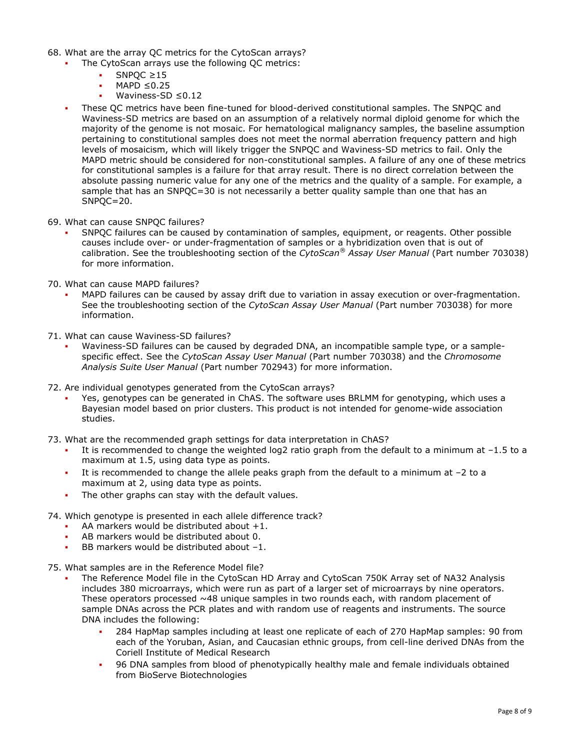68. What are the array QC metrics for the CytoScan arrays?
   - The CytoScan arrays use the following QC metrics:
      - SNPQC ≥15
      - MAPD ≤0.25
      - Waviness-SD ≤0.12
   - These QC metrics have been fine-tuned for blood-derived constitutional samples. The SNPQC and Waviness-SD metrics are based on an assumption of a relatively normal diploid genome for which the majority of the genome is not mosaic. For hematological malignancy samples, the baseline assumption pertaining to constitutional samples does not meet the normal aberration frequency pattern and high levels of mosaicism, which will likely trigger the SNPQC and Waviness-SD metrics to fail. Only the MAPD metric should be considered for non-constitutional samples. A failure of any one of these metrics for constitutional samples is a failure for that array result. There is no direct correlation between the absolute passing numeric value for any one of the metrics and the quality of a sample. For example, a sample that has an SNPQC=30 is not necessarily a better quality sample than one that has an SNPQC=20.

69. What can cause SNPQC failures?
   - SNPQC failures can be caused by contamination of samples, equipment, or reagents. Other possible causes include over- or under-fragmentation of samples or a hybridization oven that is out of calibration. See the troubleshooting section of the *CytoScan® Assay User Manual* (Part number 703038) for more information.

70. What can cause MAPD failures?
   - MAPD failures can be caused by assay drift due to variation in assay execution or over-fragmentation. See the troubleshooting section of the *CytoScan Assay User Manual* (Part number 703038) for more information.

71. What can cause Waviness-SD failures?
   - Waviness-SD failures can be caused by degraded DNA, an incompatible sample type, or a sample-specific effect. See the *CytoScan Assay User Manual* (Part number 703038) and the *Chromosome Analysis Suite User Manual* (Part number 702943) for more information.

72. Are individual genotypes generated from the CytoScan arrays?
   - Yes, genotypes can be generated in ChAS. The software uses BRLMM for genotyping, which uses a Bayesian model based on prior clusters. This product is not intended for genome-wide association studies.

73. What are the recommended graph settings for data interpretation in ChAS?
   - It is recommended to change the weighted log2 ratio graph from the default to a minimum at –1.5 to a maximum at 1.5, using data type as points.
   - It is recommended to change the allele peaks graph from the default to a minimum at –2 to a maximum at 2, using data type as points.
   - The other graphs can stay with the default values.

74. Which genotype is presented in each allele difference track?
   - AA markers would be distributed about +1.
   - AB markers would be distributed about 0.
   - BB markers would be distributed about –1.

75. What samples are in the Reference Model file?
   - The Reference Model file in the CytoScan HD Array and CytoScan 750K Array set of NA32 Analysis includes 380 microarrays, which were run as part of a larger set of microarrays by nine operators. These operators processed ~48 unique samples in two rounds each, with random placement of sample DNAs across the PCR plates and with random use of reagents and instruments. The source DNA includes the following:
      - 284 HapMap samples including at least one replicate of each of 270 HapMap samples: 90 from each of the Yoruban, Asian, and Caucasian ethnic groups, from cell-line derived DNAs from the Coriell Institute of Medical Research
      - 96 DNA samples from blood of phenotypically healthy male and female individuals obtained from BioServe Biotechnologies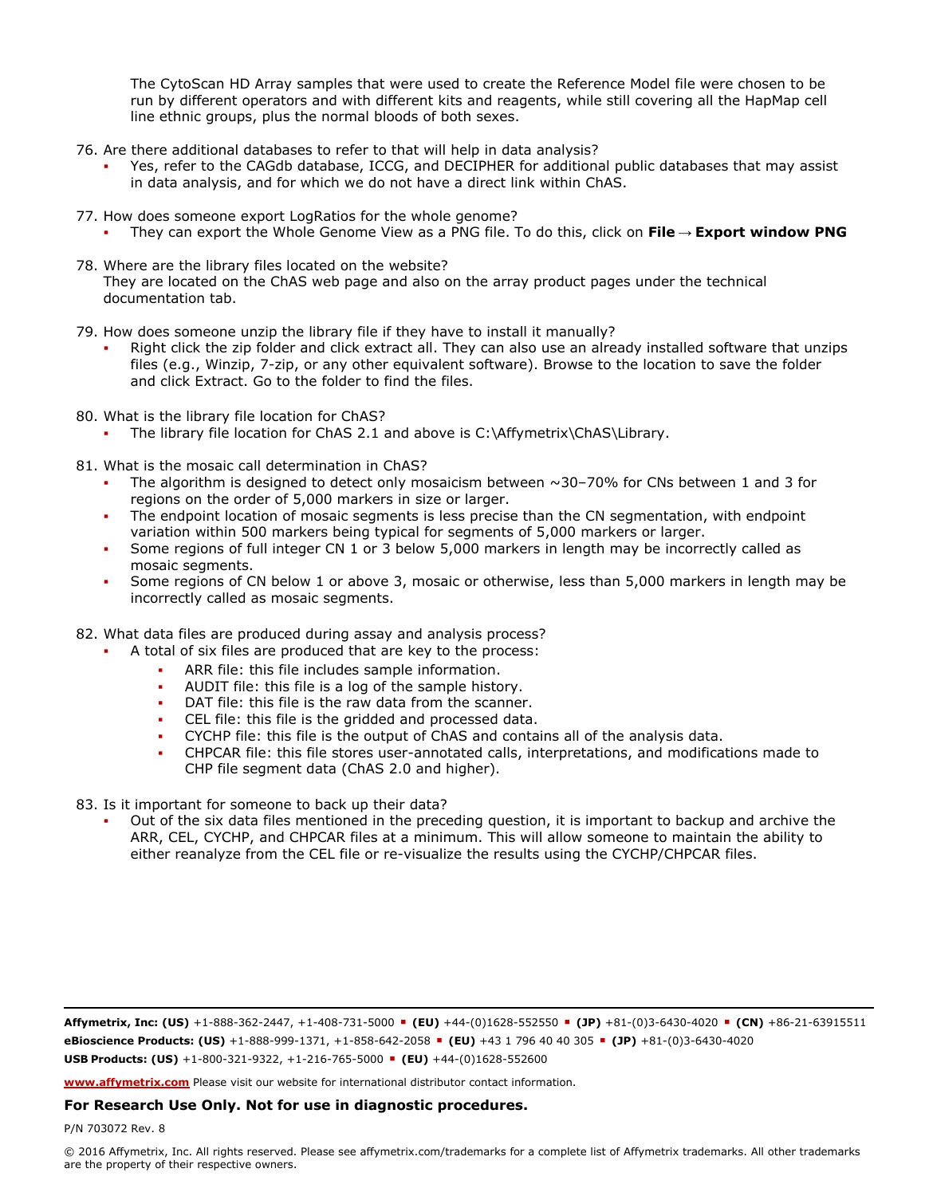The CytoScan HD Array samples that were used to create the Reference Model file were chosen to be run by different operators and with different kits and reagents, while still covering all the HapMap cell line ethnic groups, plus the normal bloods of both sexes.

76. Are there additional databases to refer to that will help in data analysis?
    - Yes, refer to the CAGdb database, ICCG, and DECIPHER for additional public databases that may assist in data analysis, and for which we do not have a direct link within ChAS.

77. How does someone export LogRatios for the whole genome?
    - They can export the Whole Genome View as a PNG file. To do this, click on **File → Export window PNG**

78. Where are the library files located on the website?
    They are located on the ChAS web page and also on the array product pages under the technical documentation tab.

79. How does someone unzip the library file if they have to install it manually?
    - Right click the zip folder and click extract all. They can also use an already installed software that unzips files (e.g., Winzip, 7-zip, or any other equivalent software). Browse to the location to save the folder and click Extract. Go to the folder to find the files.

80. What is the library file location for ChAS?
    - The library file location for ChAS 2.1 and above is C:\Affymetrix\ChAS\Library.

81. What is the mosaic call determination in ChAS?
    - The algorithm is designed to detect only mosaicism between ~30–70% for CNs between 1 and 3 for regions on the order of 5,000 markers in size or larger.
    - The endpoint location of mosaic segments is less precise than the CN segmentation, with endpoint variation within 500 markers being typical for segments of 5,000 markers or larger.
    - Some regions of full integer CN 1 or 3 below 5,000 markers in length may be incorrectly called as mosaic segments.
    - Some regions of CN below 1 or above 3, mosaic or otherwise, less than 5,000 markers in length may be incorrectly called as mosaic segments.

82. What data files are produced during assay and analysis process?
    - A total of six files are produced that are key to the process:
        - ARR file: this file includes sample information.
        - AUDIT file: this file is a log of the sample history.
        - DAT file: this file is the raw data from the scanner.
        - CEL file: this file is the gridded and processed data.
        - CYCHP file: this file is the output of ChAS and contains all of the analysis data.
        - CHPCAR file: this file stores user-annotated calls, interpretations, and modifications made to CHP file segment data (ChAS 2.0 and higher).

83. Is it important for someone to back up their data?
    - Out of the six data files mentioned in the preceding question, it is important to backup and archive the ARR, CEL, CYCHP, and CHPCAR files at a minimum. This will allow someone to maintain the ability to either reanalyze from the CEL file or re-visualize the results using the CYCHP/CHPCAR files.

---

**Affymetrix, Inc: (US)** +1-888-362-2447, +1-408-731-5000 ▪ **(EU)** +44-(0)1628-552550 ▪ **(JP)** +81-(0)3-6430-4020 ▪ **(CN)** +86-21-63915511
**eBioscience Products: (US)** +1-888-999-1371, +1-858-642-2058 ▪ **(EU)** +43 1 796 40 40 305 ▪ **(JP)** +81-(0)3-6430-4020
**USB Products: (US)** +1-800-321-9322, +1-216-765-5000 ▪ **(EU)** +44-(0)1628-552600

**www.affymetrix.com** Please visit our website for international distributor contact information.

**For Research Use Only. Not for use in diagnostic procedures.**

P/N 703072 Rev. 8

© 2016 Affymetrix, Inc. All rights reserved. Please see affymetrix.com/trademarks for a complete list of Affymetrix trademarks. All other trademarks are the property of their respective owners.